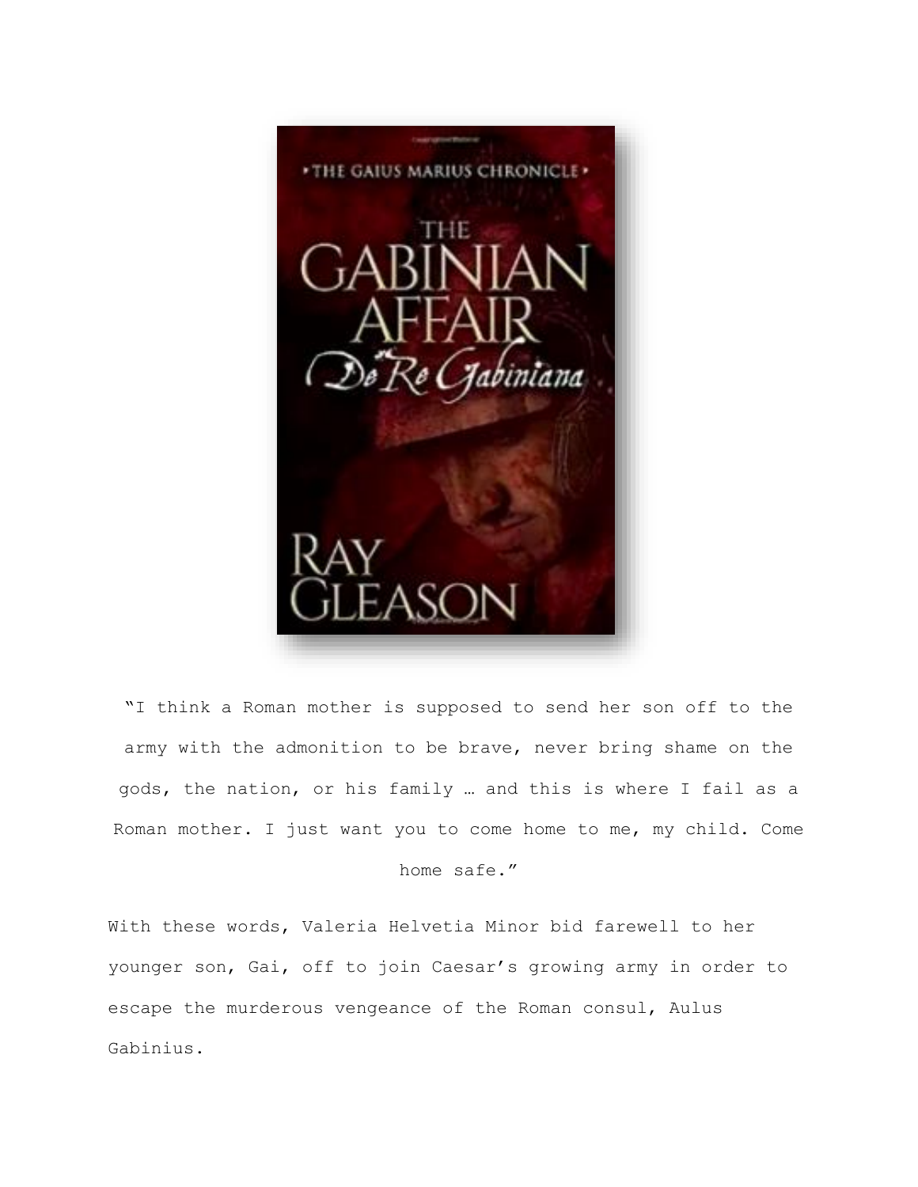"I think a Roman mother is supposed to send her son off to the army with the admonition to be brave, never bring shame on the gods, the nation, or his family … and this is where I fail as a Roman mother. I just want you to come home to me, my child. Come home safe."

With these words, Valeria Helvetia Minor bid farewell to her younger son, Gai, off to join Caesar's growing army in order to escape the murderous vengeance of the Roman consul, Aulus Gabinius.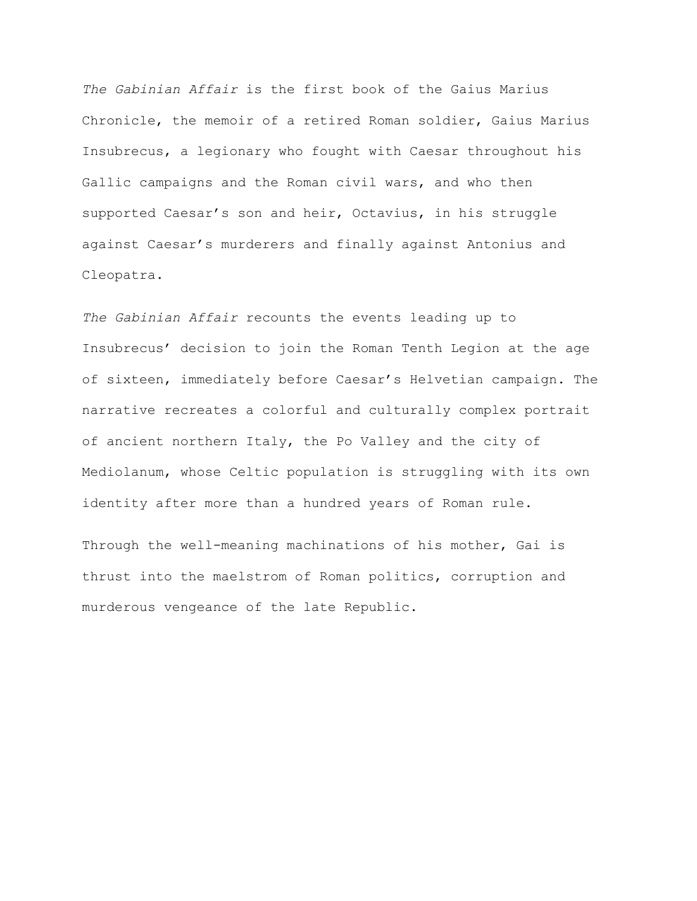*The Gabinian Affair* is the first book of the Gaius Marius Chronicle, the memoir of a retired Roman soldier, Gaius Marius Insubrecus, a legionary who fought with Caesar throughout his Gallic campaigns and the Roman civil wars, and who then supported Caesar's son and heir, Octavius, in his struggle against Caesar's murderers and finally against Antonius and Cleopatra.

*The Gabinian Affair* recounts the events leading up to Insubrecus' decision to join the Roman Tenth Legion at the age of sixteen, immediately before Caesar's Helvetian campaign. The narrative recreates a colorful and culturally complex portrait of ancient northern Italy, the Po Valley and the city of Mediolanum, whose Celtic population is struggling with its own identity after more than a hundred years of Roman rule.

Through the well-meaning machinations of his mother, Gai is thrust into the maelstrom of Roman politics, corruption and murderous vengeance of the late Republic.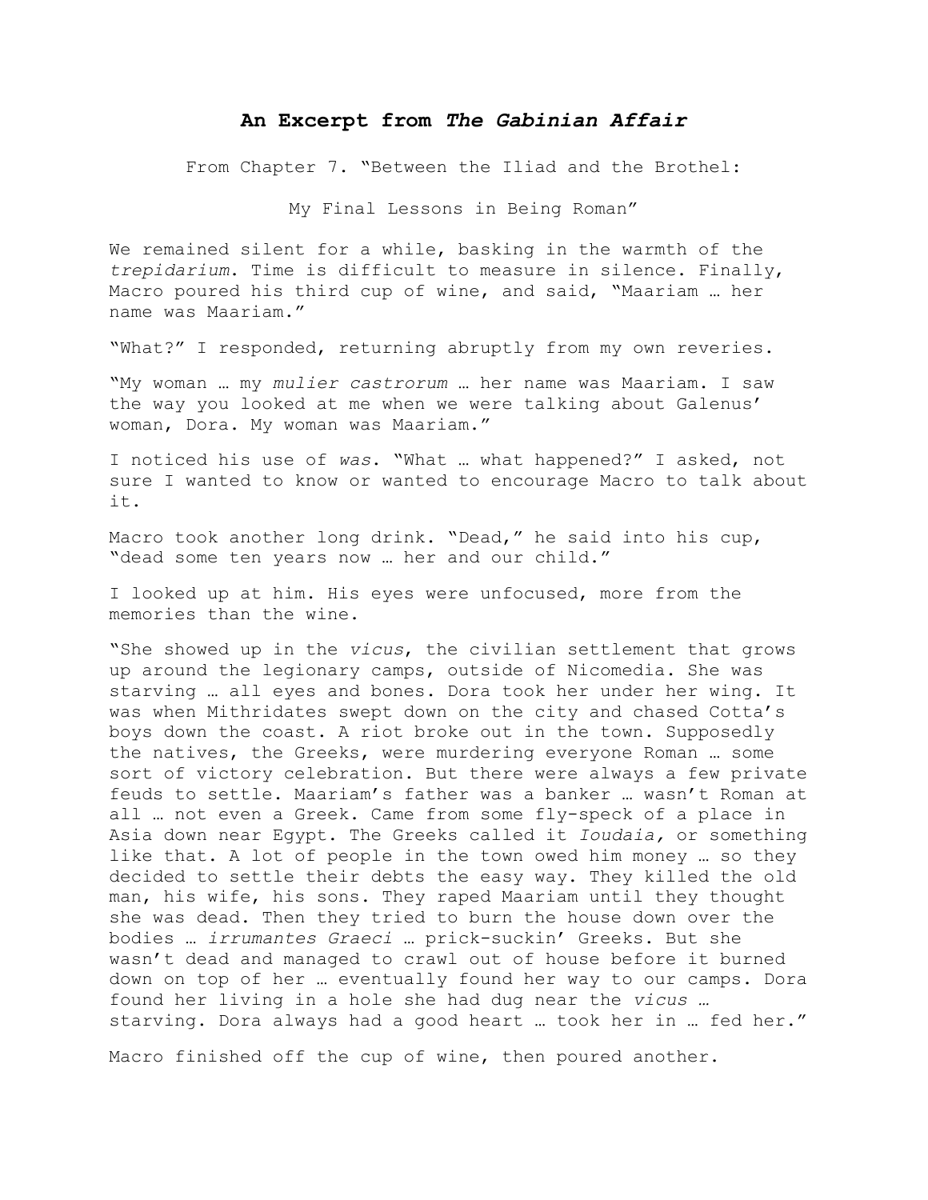## An Excerpt from *The Gabinian Affair*

From Chapter 7. "Between the Iliad and the Brothel:

My Final Lessons in Being Roman"

We remained silent for a while, basking in the warmth of the *trepidarium*. Time is difficult to measure in silence. Finally, Macro poured his third cup of wine, and said, "Maariam … her name was Maariam."

"What?" I responded, returning abruptly from my own reveries.

"My woman … my *mulier castrorum* … her name was Maariam. I saw the way you looked at me when we were talking about Galenus' woman, Dora. My woman was Maariam."

I noticed his use of *was*. "What … what happened?" I asked, not sure I wanted to know or wanted to encourage Macro to talk about it.

Macro took another long drink. "Dead," he said into his cup, "dead some ten years now … her and our child."

I looked up at him. His eyes were unfocused, more from the memories than the wine.

"She showed up in the *vicus*, the civilian settlement that grows up around the legionary camps, outside of Nicomedia. She was starving … all eyes and bones. Dora took her under her wing. It was when Mithridates swept down on the city and chased Cotta's boys down the coast. A riot broke out in the town. Supposedly the natives, the Greeks, were murdering everyone Roman … some sort of victory celebration. But there were always a few private feuds to settle. Maariam's father was a banker … wasn't Roman at all … not even a Greek. Came from some fly-speck of a place in Asia down near Egypt. The Greeks called it *Ioudaia,* or something like that. A lot of people in the town owed him money … so they decided to settle their debts the easy way. They killed the old man, his wife, his sons. They raped Maariam until they thought she was dead. Then they tried to burn the house down over the bodies … *irrumantes Graeci* … prick-suckin' Greeks. But she wasn't dead and managed to crawl out of house before it burned down on top of her … eventually found her way to our camps. Dora found her living in a hole she had dug near the *vicus* … starving. Dora always had a good heart … took her in … fed her."

Macro finished off the cup of wine, then poured another.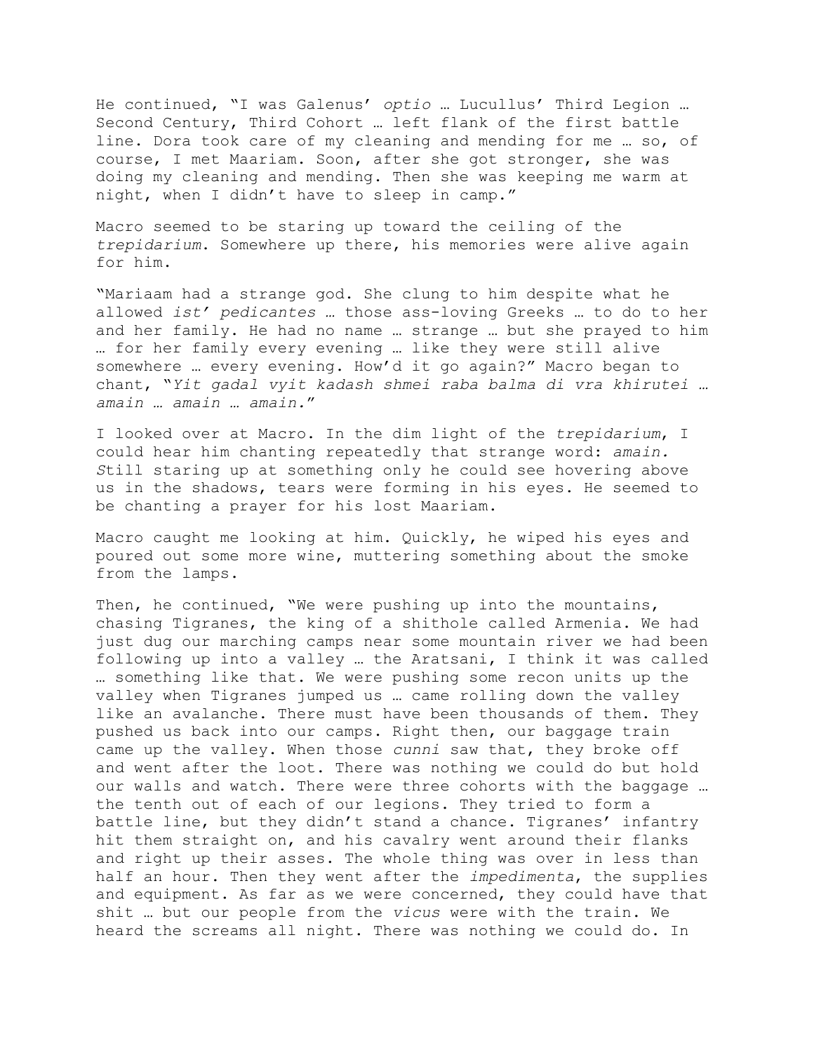He continued, "I was Galenus' *optio* … Lucullus' Third Legion … Second Century, Third Cohort … left flank of the first battle line. Dora took care of my cleaning and mending for me … so, of course, I met Maariam. Soon, after she got stronger, she was doing my cleaning and mending. Then she was keeping me warm at night, when I didn't have to sleep in camp."

Macro seemed to be staring up toward the ceiling of the *trepidarium*. Somewhere up there, his memories were alive again for him.

"Mariaam had a strange god. She clung to him despite what he allowed *ist' pedicantes* … those ass-loving Greeks … to do to her and her family. He had no name … strange … but she prayed to him … for her family every evening … like they were still alive somewhere … every evening. How'd it go again?" Macro began to chant, "*Yit gadal vyit kadash shmei raba balma di vra khirutei … amain … amain … amain.*"

I looked over at Macro. In the dim light of the *trepidarium*, I could hear him chanting repeatedly that strange word: *amain. S*till staring up at something only he could see hovering above us in the shadows, tears were forming in his eyes. He seemed to be chanting a prayer for his lost Maariam.

Macro caught me looking at him. Quickly, he wiped his eyes and poured out some more wine, muttering something about the smoke from the lamps.

Then, he continued, "We were pushing up into the mountains, chasing Tigranes, the king of a shithole called Armenia. We had just dug our marching camps near some mountain river we had been following up into a valley … the Aratsani, I think it was called … something like that. We were pushing some recon units up the valley when Tigranes jumped us … came rolling down the valley like an avalanche. There must have been thousands of them. They pushed us back into our camps. Right then, our baggage train came up the valley. When those *cunni* saw that, they broke off and went after the loot. There was nothing we could do but hold our walls and watch. There were three cohorts with the baggage … the tenth out of each of our legions. They tried to form a battle line, but they didn't stand a chance. Tigranes' infantry hit them straight on, and his cavalry went around their flanks and right up their asses. The whole thing was over in less than half an hour. Then they went after the *impedimenta*, the supplies and equipment. As far as we were concerned, they could have that shit … but our people from the *vicus* were with the train. We heard the screams all night. There was nothing we could do. In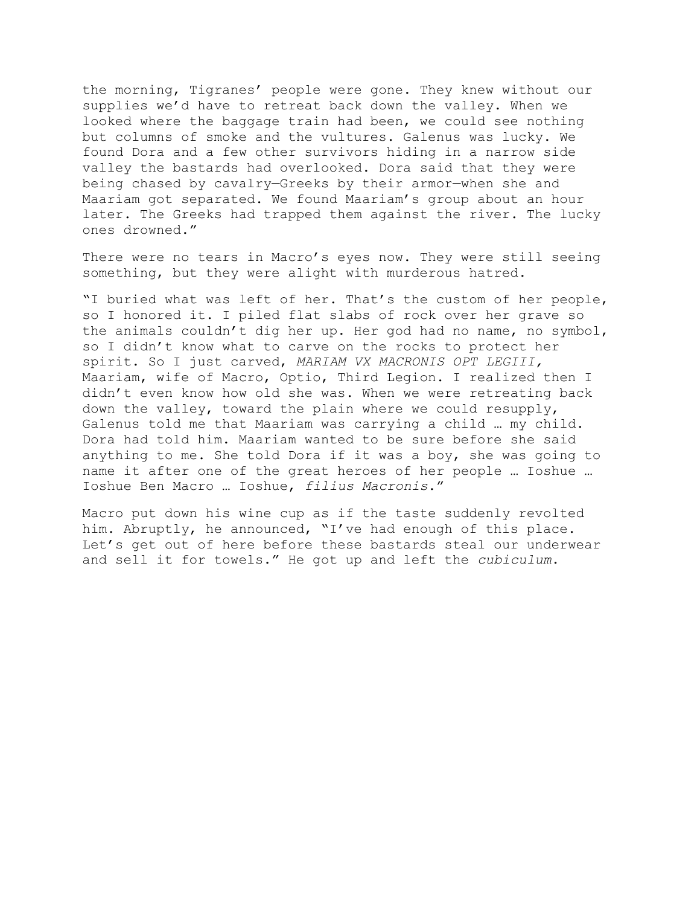the morning, Tigranes' people were gone. They knew without our supplies we'd have to retreat back down the valley. When we looked where the baggage train had been, we could see nothing but columns of smoke and the vultures. Galenus was lucky. We found Dora and a few other survivors hiding in a narrow side valley the bastards had overlooked. Dora said that they were being chased by cavalry—Greeks by their armor—when she and Maariam got separated. We found Maariam's group about an hour later. The Greeks had trapped them against the river. The lucky ones drowned."

There were no tears in Macro's eyes now. They were still seeing something, but they were alight with murderous hatred.

"I buried what was left of her. That's the custom of her people, so I honored it. I piled flat slabs of rock over her grave so the animals couldn't dig her up. Her god had no name, no symbol, so I didn't know what to carve on the rocks to protect her spirit. So I just carved, *MARIAM VX MACRONIS OPT LEGIII,* Maariam, wife of Macro, Optio, Third Legion. I realized then I didn't even know how old she was. When we were retreating back down the valley, toward the plain where we could resupply, Galenus told me that Maariam was carrying a child … my child. Dora had told him. Maariam wanted to be sure before she said anything to me. She told Dora if it was a boy, she was going to name it after one of the great heroes of her people … Ioshue … Ioshue Ben Macro … Ioshue, *filius Macronis*."

Macro put down his wine cup as if the taste suddenly revolted him. Abruptly, he announced, "I've had enough of this place. Let's get out of here before these bastards steal our underwear and sell it for towels." He got up and left the *cubiculum*.